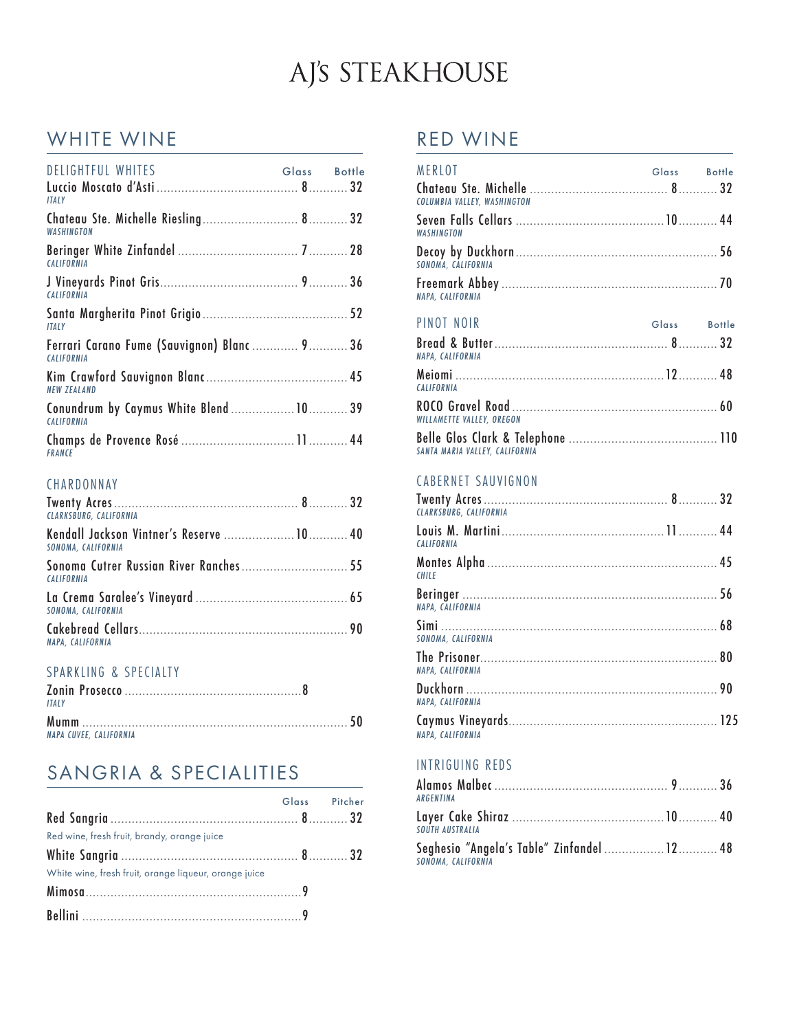# AJ'S STEAKHOUSE

## WHITE WINE

### DELIGHTFUL WHITES

| Wine | Glass | Bottle |
|---|---|---|
| Luccio Moscato d'Asti *ITALY* | 8 | 32 |
| Chateau Ste. Michelle Riesling *WASHINGTON* | 8 | 32 |
| Beringer White Zinfandel *CALIFORNIA* | 7 | 28 |
| J Vineyards Pinot Gris *CALIFORNIA* | 9 | 36 |
| Santa Margherita Pinot Grigio *ITALY* | | 52 |
| Ferrari Carano Fume (Sauvignon) Blanc *CALIFORNIA* | 9 | 36 |
| Kim Crawford Sauvignon Blanc *NEW ZEALAND* | | 45 |
| Conundrum by Caymus White Blend *CALIFORNIA* | 10 | 39 |
| Champs de Provence Rosé *FRANCE* | 11 | 44 |

### CHARDONNAY

| Wine | Glass | Bottle |
|---|---|---|
| Twenty Acres *CLARKSBURG, CALIFORNIA* | 8 | 32 |
| Kendall Jackson Vintner's Reserve *SONOMA, CALIFORNIA* | 10 | 40 |
| Sonoma Cutrer Russian River Ranches *CALIFORNIA* | | 55 |
| La Crema Saralee's Vineyard *SONOMA, CALIFORNIA* | | 65 |
| Cakebread Cellars *NAPA, CALIFORNIA* | | 90 |

### SPARKLING & SPECIALTY

| Wine | Glass | Bottle |
|---|---|---|
| Zonin Prosecco *ITALY* | 8 | |
| Mumm *NAPA CUVEE, CALIFORNIA* | | 50 |

## SANGRIA & SPECIALITIES

| Item | Glass | Pitcher |
|---|---|---|
| Red Sangria<br>Red wine, fresh fruit, brandy, orange juice | 8 | 32 |
| White Sangria<br>White wine, fresh fruit, orange liqueur, orange juice | 8 | 32 |
| Mimosa | 9 | |
| Bellini | 9 | |

## RED WINE

### MERLOT

| Wine | Glass | Bottle |
|---|---|---|
| Chateau Ste. Michelle *COLUMBIA VALLEY, WASHINGTON* | 8 | 32 |
| Seven Falls Cellars *WASHINGTON* | 10 | 44 |
| Decoy by Duckhorn *SONOMA, CALIFORNIA* | | 56 |
| Freemark Abbey *NAPA, CALIFORNIA* | | 70 |

### PINOT NOIR

| Wine | Glass | Bottle |
|---|---|---|
| Bread & Butter *NAPA, CALIFORNIA* | 8 | 32 |
| Meiomi *CALIFORNIA* | 12 | 48 |
| ROCO Gravel Road *WILLAMETTE VALLEY, OREGON* | | 60 |
| Belle Glos Clark & Telephone *SANTA MARIA VALLEY, CALIFORNIA* | | 110 |

### CABERNET SAUVIGNON

| Wine | Glass | Bottle |
|---|---|---|
| Twenty Acres *CLARKSBURG, CALIFORNIA* | 8 | 32 |
| Louis M. Martini *CALIFORNIA* | 11 | 44 |
| Montes Alpha *CHILE* | | 45 |
| Beringer *NAPA, CALIFORNIA* | | 56 |
| Simi *SONOMA, CALIFORNIA* | | 68 |
| The Prisoner *NAPA, CALIFORNIA* | | 80 |
| Duckhorn *NAPA, CALIFORNIA* | | 90 |
| Caymus Vineyards *NAPA, CALIFORNIA* | | 125 |

### INTRIGUING REDS

| Wine | Glass | Bottle |
|---|---|---|
| Alamos Malbec *ARGENTINA* | 9 | 36 |
| Layer Cake Shiraz *SOUTH AUSTRALIA* | 10 | 40 |
| Seghesio "Angela's Table" Zinfandel *SONOMA, CALIFORNIA* | 12 | 48 |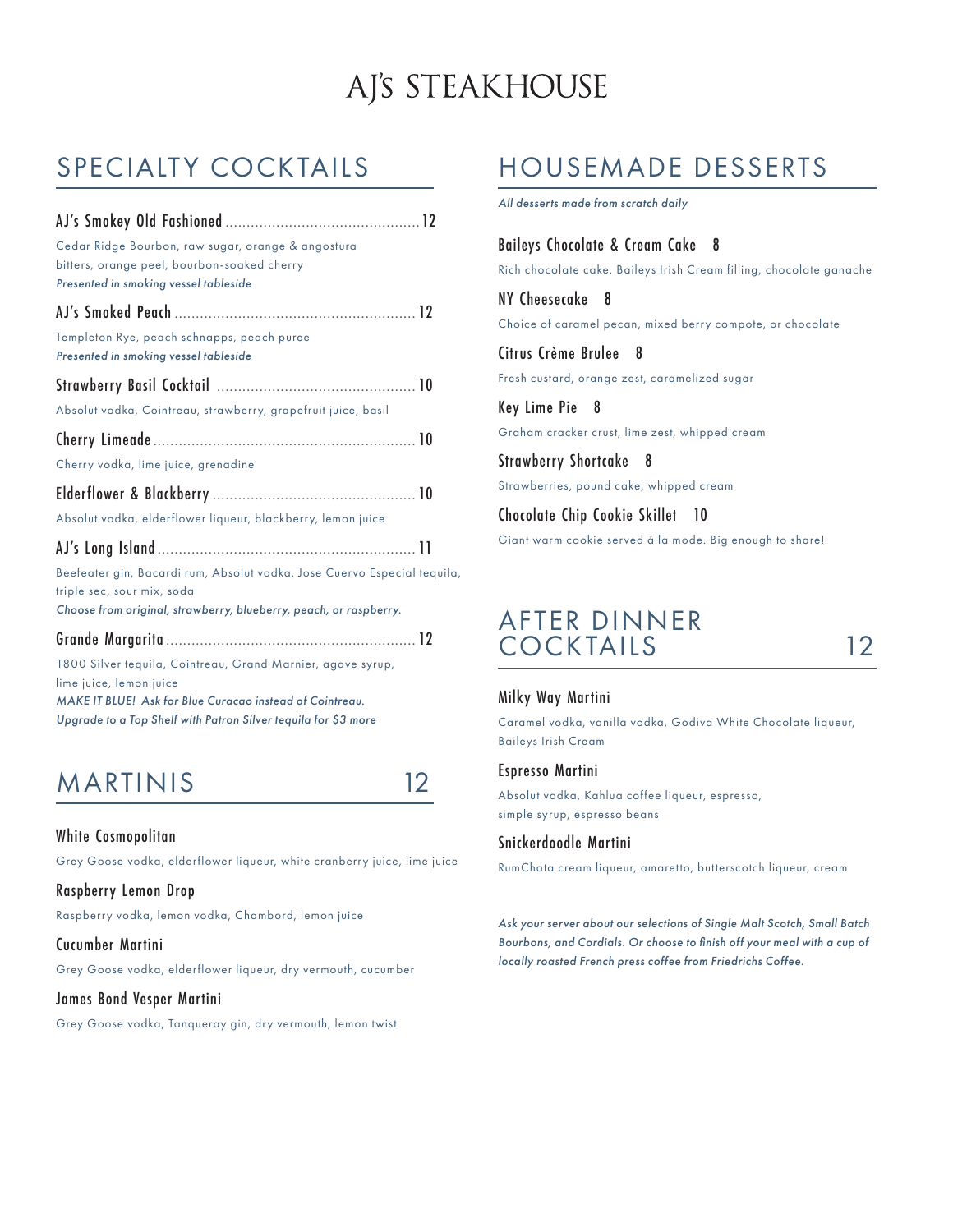# AJ's STEAKHOUSE

## SPECIALTY COCKTAILS

**AJ's Smokey Old Fashioned** ..... 12

Cedar Ridge Bourbon, raw sugar, orange & angostura bitters, orange peel, bourbon-soaked cherry

*Presented in smoking vessel tableside*

**AJ's Smoked Peach** ..... 12

Templeton Rye, peach schnapps, peach puree

*Presented in smoking vessel tableside*

**Strawberry Basil Cocktail** ..... 10

Absolut vodka, Cointreau, strawberry, grapefruit juice, basil

**Cherry Limeade** ..... 10

Cherry vodka, lime juice, grenadine

**Elderflower & Blackberry** ..... 10

Absolut vodka, elderflower liqueur, blackberry, lemon juice

**AJ's Long Island** ..... 11

Beefeater gin, Bacardi rum, Absolut vodka, Jose Cuervo Especial tequila, triple sec, sour mix, soda

*Choose from original, strawberry, blueberry, peach, or raspberry.*

**Grande Margarita** ..... 12

1800 Silver tequila, Cointreau, Grand Marnier, agave syrup, lime juice, lemon juice

*MAKE IT BLUE! Ask for Blue Curacao instead of Cointreau.*

*Upgrade to a Top Shelf with Patron Silver tequila for $3 more*

## MARTINIS 12

**White Cosmopolitan**

Grey Goose vodka, elderflower liqueur, white cranberry juice, lime juice

**Raspberry Lemon Drop**

Raspberry vodka, lemon vodka, Chambord, lemon juice

**Cucumber Martini**

Grey Goose vodka, elderflower liqueur, dry vermouth, cucumber

**James Bond Vesper Martini**

Grey Goose vodka, Tanqueray gin, dry vermouth, lemon twist

## HOUSEMADE DESSERTS

*All desserts made from scratch daily*

**Baileys Chocolate & Cream Cake 8**

Rich chocolate cake, Baileys Irish Cream filling, chocolate ganache

**NY Cheesecake 8**

Choice of caramel pecan, mixed berry compote, or chocolate

**Citrus Crème Brulee 8**

Fresh custard, orange zest, caramelized sugar

**Key Lime Pie 8**

Graham cracker crust, lime zest, whipped cream

**Strawberry Shortcake 8**

Strawberries, pound cake, whipped cream

**Chocolate Chip Cookie Skillet 10**

Giant warm cookie served á la mode. Big enough to share!

## AFTER DINNER COCKTAILS 12

**Milky Way Martini**

Caramel vodka, vanilla vodka, Godiva White Chocolate liqueur, Baileys Irish Cream

**Espresso Martini**

Absolut vodka, Kahlua coffee liqueur, espresso, simple syrup, espresso beans

**Snickerdoodle Martini**

RumChata cream liqueur, amaretto, butterscotch liqueur, cream

*Ask your server about our selections of Single Malt Scotch, Small Batch Bourbons, and Cordials. Or choose to finish off your meal with a cup of locally roasted French press coffee from Friedrichs Coffee.*